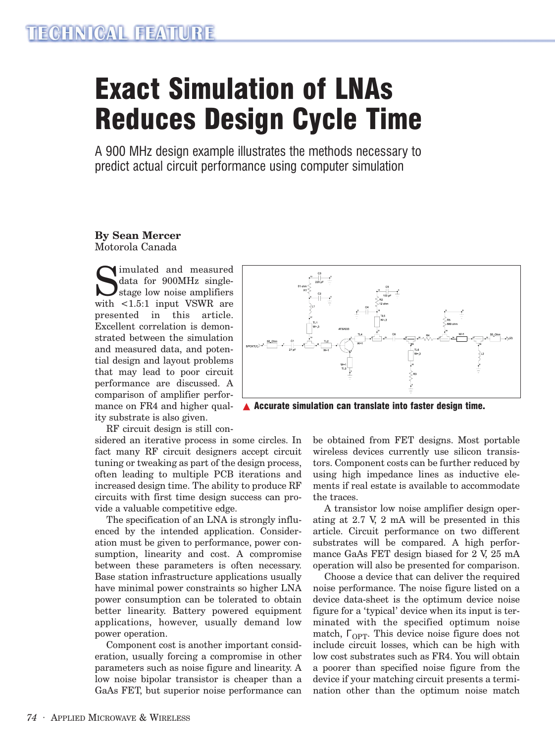# Exact Simulation of LNAs Reduces Design Cycle Time

A 900 MHz design example illustrates the methods necessary to predict actual circuit performance using computer simulation

**By Sean Mercer**
Motorola Canada

Simulated and measured data for 900MHz single-stage low noise amplifiers with <1.5:1 input VSWR are presented in this article. Excellent correlation is demonstrated between the simulation and measured data, and potential design and layout problems that may lead to poor circuit performance are discussed. A comparison of amplifier performance on FR4 and higher quality substrate is also given.

▲ **Accurate simulation can translate into faster design time.**

RF circuit design is still considered an iterative process in some circles. In fact many RF circuit designers accept circuit tuning or tweaking as part of the design process, often leading to multiple PCB iterations and increased design time. The ability to produce RF circuits with first time design success can provide a valuable competitive edge.

The specification of an LNA is strongly influenced by the intended application. Consideration must be given to performance, power consumption, linearity and cost. A compromise between these parameters is often necessary. Base station infrastructure applications usually have minimal power constraints so higher LNA power consumption can be tolerated to obtain better linearity. Battery powered equipment applications, however, usually demand low power operation.

Component cost is another important consideration, usually forcing a compromise in other parameters such as noise figure and linearity. A low noise bipolar transistor is cheaper than a GaAs FET, but superior noise performance can be obtained from FET designs. Most portable wireless devices currently use silicon transistors. Component costs can be further reduced by using high impedance lines as inductive elements if real estate is available to accommodate the traces.

A transistor low noise amplifier design operating at 2.7 V, 2 mA will be presented in this article. Circuit performance on two different substrates will be compared. A high performance GaAs FET design biased for 2 V, 25 mA operation will also be presented for comparison.

Choose a device that can deliver the required noise performance. The noise figure listed on a device data-sheet is the optimum device noise figure for a 'typical' device when its input is terminated with the specified optimum noise match, $\Gamma_{OPT}$. This device noise figure does not include circuit losses, which can be high with low cost substrates such as FR4. You will obtain a poorer than specified noise figure from the device if your matching circuit presents a termination other than the optimum noise match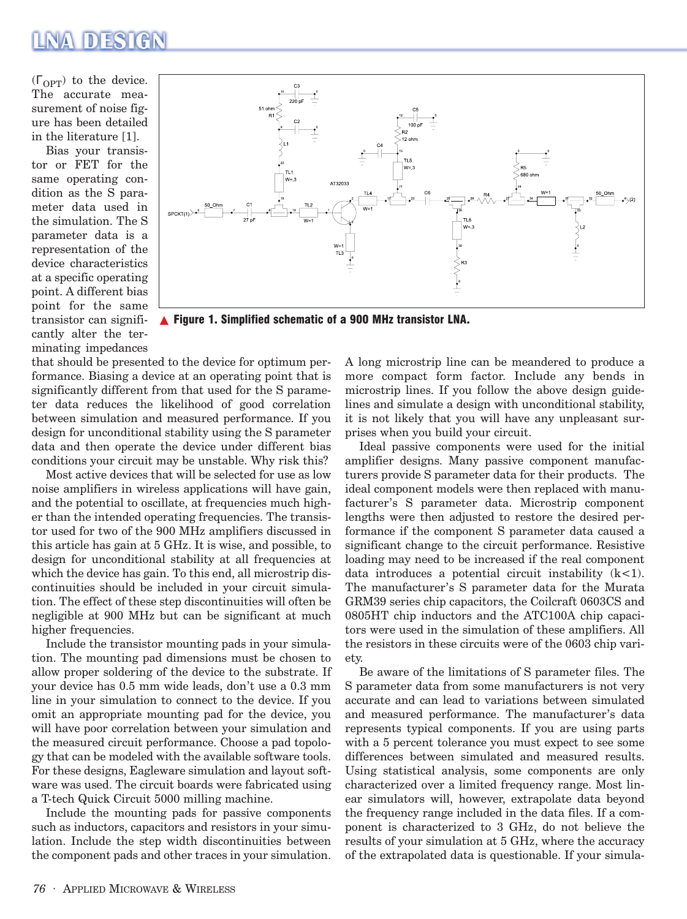($\Gamma_{OPT}$) to the device. The accurate measurement of noise figure has been detailed in the literature [1].

Bias your transistor or FET for the same operating condition as the S parameter data used in the simulation. The S parameter data is a representation of the device characteristics at a specific operating point. A different bias point for the same transistor can significantly alter the terminating impedances that should be presented to the device for optimum performance. Biasing a device at an operating point that is significantly different from that used for the S parameter data reduces the likelihood of good correlation between simulation and measured performance. If you design for unconditional stability using the S parameter data and then operate the device under different bias conditions your circuit may be unstable. Why risk this?

Most active devices that will be selected for use as low noise amplifiers in wireless applications will have gain, and the potential to oscillate, at frequencies much higher than the intended operating frequencies. The transistor used for two of the 900 MHz amplifiers discussed in this article has gain at 5 GHz. It is wise, and possible, to design for unconditional stability at all frequencies at which the device has gain. To this end, all microstrip discontinuities should be included in your circuit simulation. The effect of these step discontinuities will often be negligible at 900 MHz but can be significant at much higher frequencies.

Include the transistor mounting pads in your simulation. The mounting pad dimensions must be chosen to allow proper soldering of the device to the substrate. If your device has 0.5 mm wide leads, don't use a 0.3 mm line in your simulation to connect to the device. If you omit an appropriate mounting pad for the device, you will have poor correlation between your simulation and the measured circuit performance. Choose a pad topology that can be modeled with the available software tools. For these designs, Eagleware simulation and layout software was used. The circuit boards were fabricated using a T-tech Quick Circuit 5000 milling machine.

Include the mounting pads for passive components such as inductors, capacitors and resistors in your simulation. Include the step width discontinuities between the component pads and other traces in your simulation.

**Figure 1. Simplified schematic of a 900 MHz transistor LNA.**

A long microstrip line can be meandered to produce a more compact form factor. Include any bends in microstrip lines. If you follow the above design guidelines and simulate a design with unconditional stability, it is not likely that you will have any unpleasant surprises when you build your circuit.

Ideal passive components were used for the initial amplifier designs. Many passive component manufacturers provide S parameter data for their products. The ideal component models were then replaced with manufacturer's S parameter data. Microstrip component lengths were then adjusted to restore the desired performance if the component S parameter data caused a significant change to the circuit performance. Resistive loading may need to be increased if the real component data introduces a potential circuit instability ($k<1$). The manufacturer's S parameter data for the Murata GRM39 series chip capacitors, the Coilcraft 0603CS and 0805HT chip inductors and the ATC100A chip capacitors were used in the simulation of these amplifiers. All the resistors in these circuits were of the 0603 chip variety.

Be aware of the limitations of S parameter files. The S parameter data from some manufacturers is not very accurate and can lead to variations between simulated and measured performance. The manufacturer's data represents typical components. If you are using parts with a 5 percent tolerance you must expect to see some differences between simulated and measured results. Using statistical analysis, some components are only characterized over a limited frequency range. Most linear simulators will, however, extrapolate data beyond the frequency range included in the data files. If a component is characterized to 3 GHz, do not believe the results of your simulation at 5 GHz, where the accuracy of the extrapolated data is questionable. If your simula-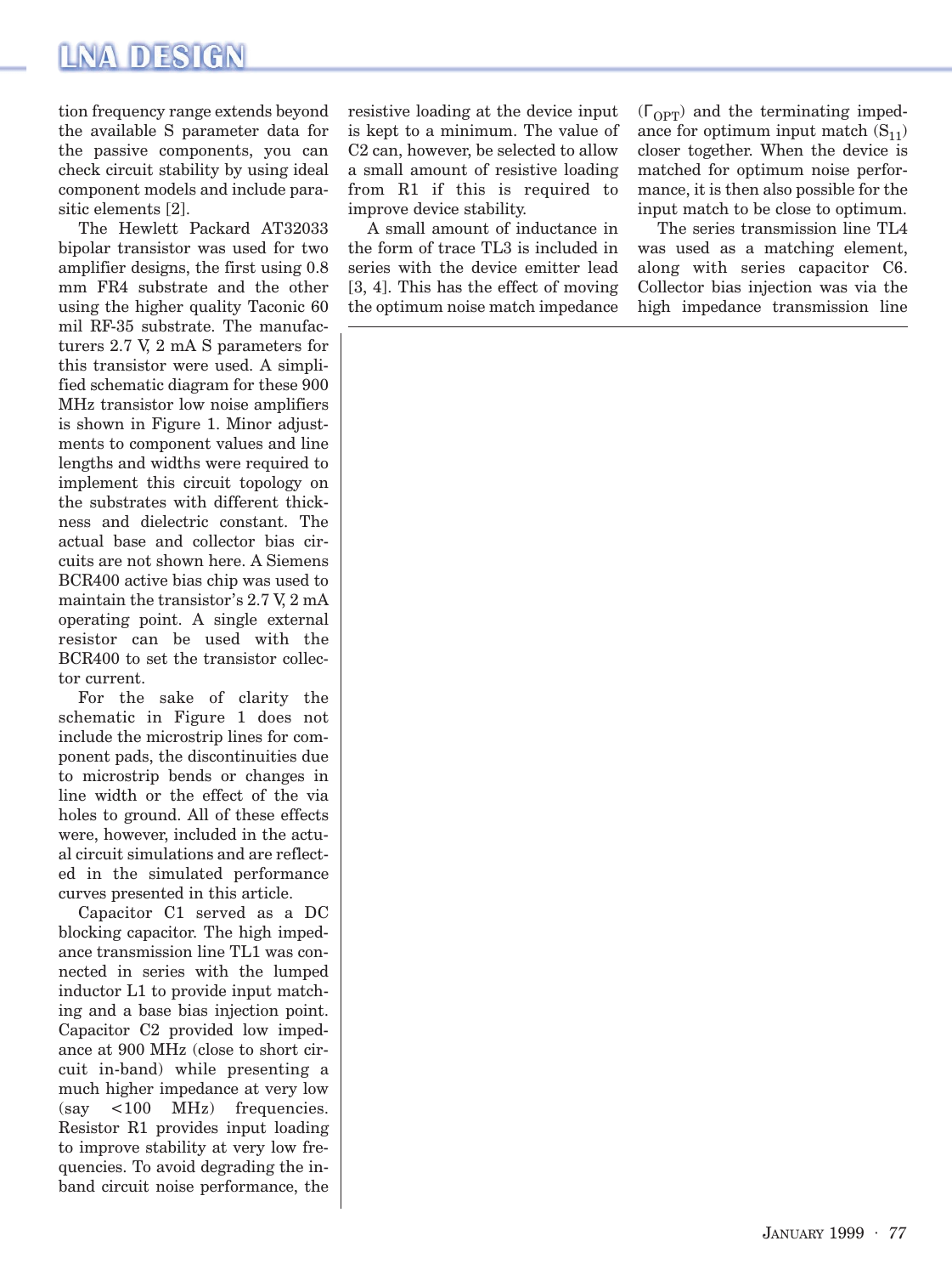tion frequency range extends beyond the available S parameter data for the passive components, you can check circuit stability by using ideal component models and include parasitic elements [2].

The Hewlett Packard AT32033 bipolar transistor was used for two amplifier designs, the first using 0.8 mm FR4 substrate and the other using the higher quality Taconic 60 mil RF-35 substrate. The manufacturers 2.7 V, 2 mA S parameters for this transistor were used. A simplified schematic diagram for these 900 MHz transistor low noise amplifiers is shown in Figure 1. Minor adjustments to component values and line lengths and widths were required to implement this circuit topology on the substrates with different thickness and dielectric constant. The actual base and collector bias circuits are not shown here. A Siemens BCR400 active bias chip was used to maintain the transistor's 2.7 V, 2 mA operating point. A single external resistor can be used with the BCR400 to set the transistor collector current.

For the sake of clarity the schematic in Figure 1 does not include the microstrip lines for component pads, the discontinuities due to microstrip bends or changes in line width or the effect of the via holes to ground. All of these effects were, however, included in the actual circuit simulations and are reflected in the simulated performance curves presented in this article.

Capacitor C1 served as a DC blocking capacitor. The high impedance transmission line TL1 was connected in series with the lumped inductor L1 to provide input matching and a base bias injection point. Capacitor C2 provided low impedance at 900 MHz (close to short circuit in-band) while presenting a much higher impedance at very low (say <100 MHz) frequencies. Resistor R1 provides input loading to improve stability at very low frequencies. To avoid degrading the in-band circuit noise performance, the resistive loading at the device input is kept to a minimum. The value of C2 can, however, be selected to allow a small amount of resistive loading from R1 if this is required to improve device stability.

A small amount of inductance in the form of trace TL3 is included in series with the device emitter lead [3, 4]. This has the effect of moving the optimum noise match impedance ($\Gamma_{OPT}$) and the terminating impedance for optimum input match ($S_{11}$) closer together. When the device is matched for optimum noise performance, it is then also possible for the input match to be close to optimum.

The series transmission line TL4 was used as a matching element, along with series capacitor C6. Collector bias injection was via the high impedance transmission line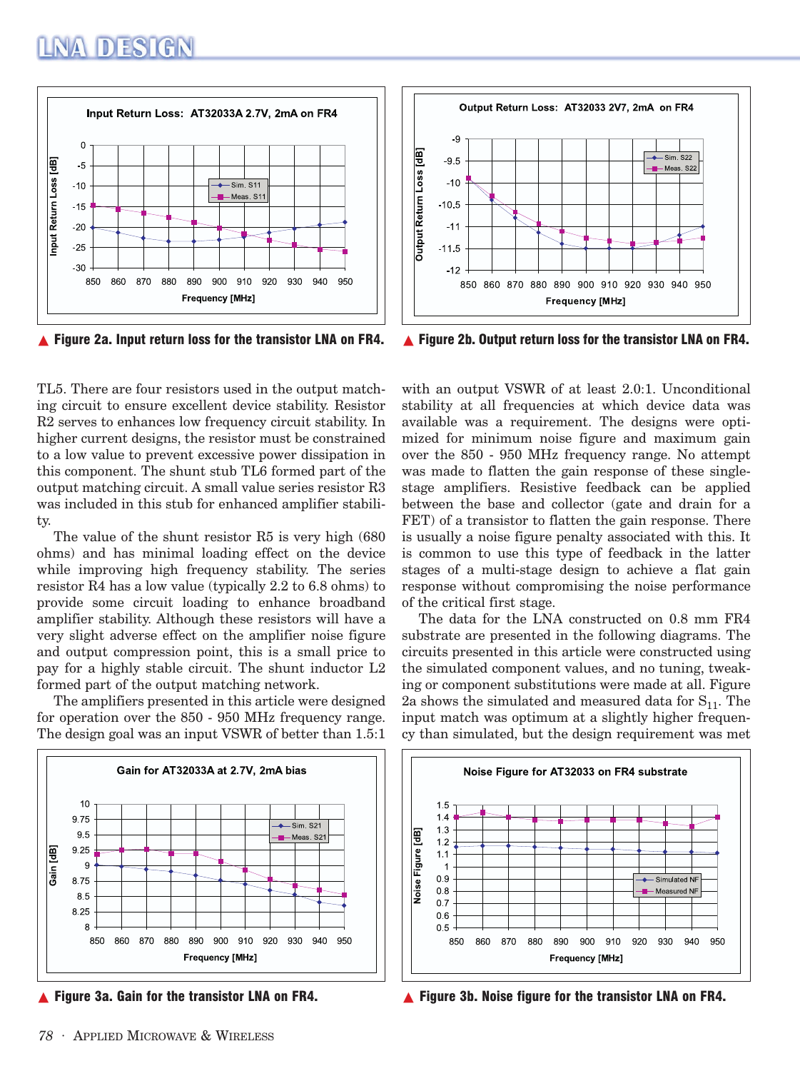▲ **Figure 2a. Input return loss for the transistor LNA on FR4.**

▲ **Figure 2b. Output return loss for the transistor LNA on FR4.**

TL5. There are four resistors used in the output matching circuit to ensure excellent device stability. Resistor R2 serves to enhances low frequency circuit stability. In higher current designs, the resistor must be constrained to a low value to prevent excessive power dissipation in this component. The shunt stub TL6 formed part of the output matching circuit. A small value series resistor R3 was included in this stub for enhanced amplifier stability.

The value of the shunt resistor R5 is very high (680 ohms) and has minimal loading effect on the device while improving high frequency stability. The series resistor R4 has a low value (typically 2.2 to 6.8 ohms) to provide some circuit loading to enhance broadband amplifier stability. Although these resistors will have a very slight adverse effect on the amplifier noise figure and output compression point, this is a small price to pay for a highly stable circuit. The shunt inductor L2 formed part of the output matching network.

The amplifiers presented in this article were designed for operation over the 850 - 950 MHz frequency range. The design goal was an input VSWR of better than 1.5:1 with an output VSWR of at least 2.0:1. Unconditional stability at all frequencies at which device data was available was a requirement. The designs were optimized for minimum noise figure and maximum gain over the 850 - 950 MHz frequency range. No attempt was made to flatten the gain response of these single-stage amplifiers. Resistive feedback can be applied between the base and collector (gate and drain for a FET) of a transistor to flatten the gain response. There is usually a noise figure penalty associated with this. It is common to use this type of feedback in the latter stages of a multi-stage design to achieve a flat gain response without compromising the noise performance of the critical first stage.

The data for the LNA constructed on 0.8 mm FR4 substrate are presented in the following diagrams. The circuits presented in this article were constructed using the simulated component values, and no tuning, tweaking or component substitutions were made at all. Figure 2a shows the simulated and measured data for $S_{11}$. The input match was optimum at a slightly higher frequency than simulated, but the design requirement was met

▲ **Figure 3a. Gain for the transistor LNA on FR4.**

▲ **Figure 3b. Noise figure for the transistor LNA on FR4.**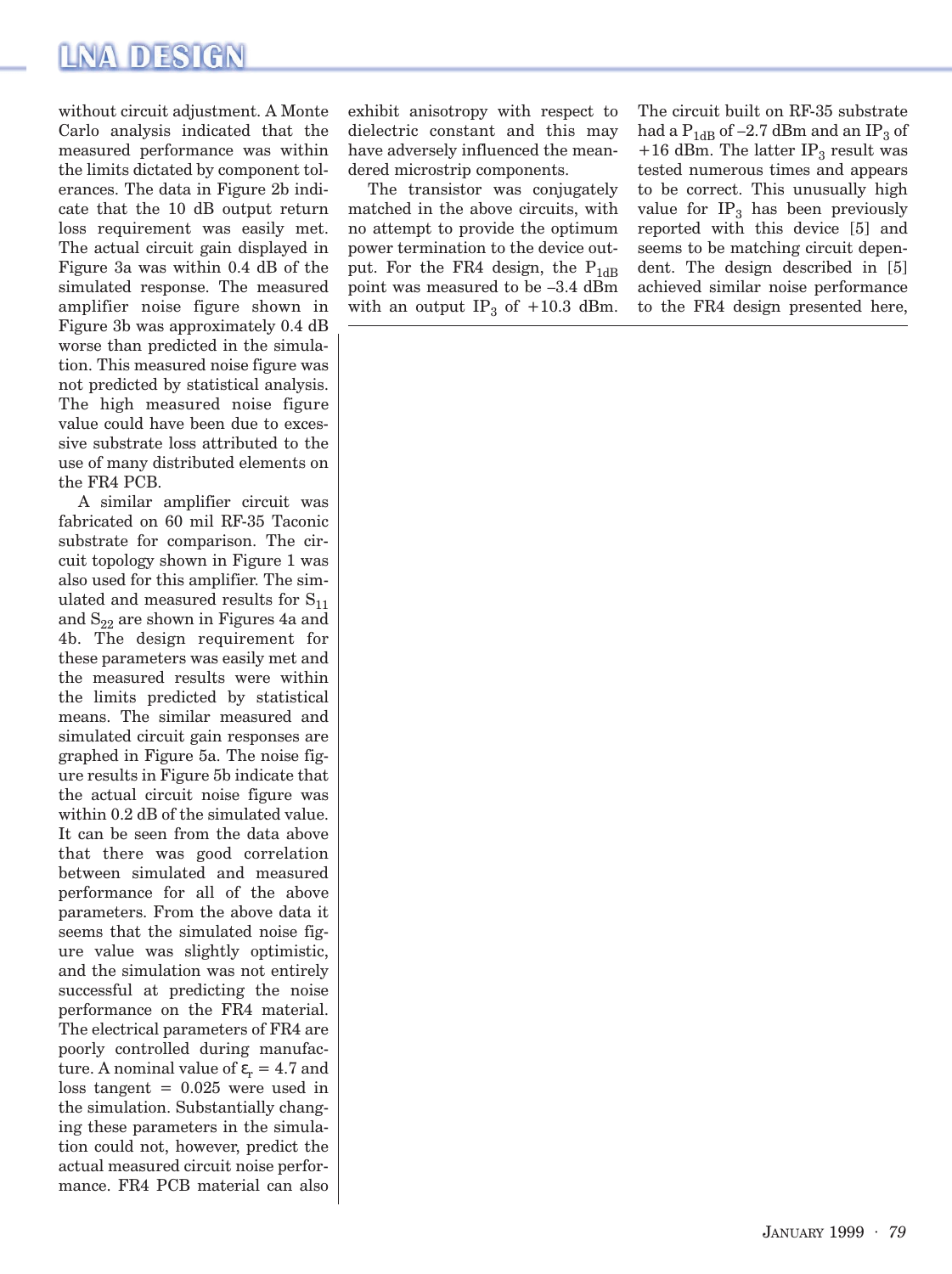without circuit adjustment. A Monte Carlo analysis indicated that the measured performance was within the limits dictated by component tolerances. The data in Figure 2b indicate that the 10 dB output return loss requirement was easily met. The actual circuit gain displayed in Figure 3a was within 0.4 dB of the simulated response. The measured amplifier noise figure shown in Figure 3b was approximately 0.4 dB worse than predicted in the simulation. This measured noise figure was not predicted by statistical analysis. The high measured noise figure value could have been due to excessive substrate loss attributed to the use of many distributed elements on the FR4 PCB.

A similar amplifier circuit was fabricated on 60 mil RF-35 Taconic substrate for comparison. The circuit topology shown in Figure 1 was also used for this amplifier. The simulated and measured results for $S_{11}$ and $S_{22}$ are shown in Figures 4a and 4b. The design requirement for these parameters was easily met and the measured results were within the limits predicted by statistical means. The similar measured and simulated circuit gain responses are graphed in Figure 5a. The noise figure results in Figure 5b indicate that the actual circuit noise figure was within 0.2 dB of the simulated value. It can be seen from the data above that there was good correlation between simulated and measured performance for all of the above parameters. From the above data it seems that the simulated noise figure value was slightly optimistic, and the simulation was not entirely successful at predicting the noise performance on the FR4 material. The electrical parameters of FR4 are poorly controlled during manufacture. A nominal value of $\varepsilon_r = 4.7$ and loss tangent = 0.025 were used in the simulation. Substantially changing these parameters in the simulation could not, however, predict the actual measured circuit noise performance. FR4 PCB material can also exhibit anisotropy with respect to dielectric constant and this may have adversely influenced the meandered microstrip components.

The transistor was conjugately matched in the above circuits, with no attempt to provide the optimum power termination to the device output. For the FR4 design, the $P_{1dB}$ point was measured to be –3.4 dBm with an output $IP_3$ of +10.3 dBm. The circuit built on RF-35 substrate had a $P_{1dB}$ of –2.7 dBm and an $IP_3$ of +16 dBm. The latter $IP_3$ result was tested numerous times and appears to be correct. This unusually high value for $IP_3$ has been previously reported with this device [5] and seems to be matching circuit dependent. The design described in [5] achieved similar noise performance to the FR4 design presented here,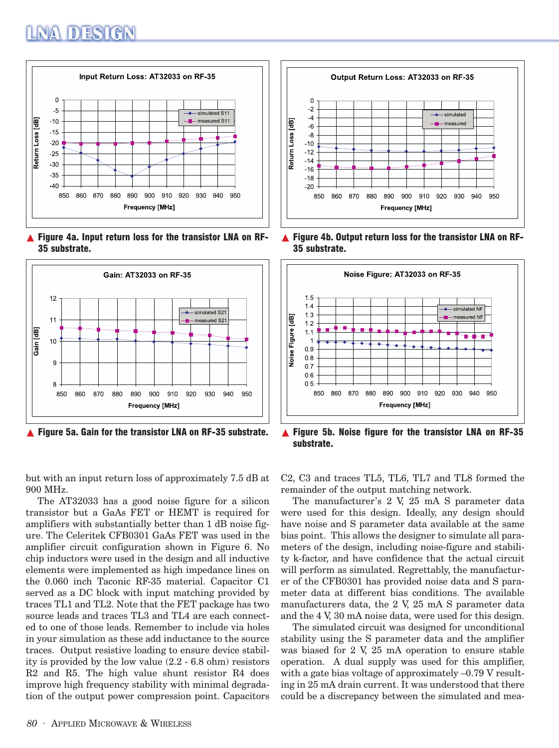**▲ Figure 4a. Input return loss for the transistor LNA on RF-35 substrate.**

**▲ Figure 4b. Output return loss for the transistor LNA on RF-35 substrate.**

**▲ Figure 5a. Gain for the transistor LNA on RF-35 substrate.**

**▲ Figure 5b. Noise figure for the transistor LNA on RF-35 substrate.**

but with an input return loss of approximately 7.5 dB at 900 MHz.

The AT32033 has a good noise figure for a silicon transistor but a GaAs FET or HEMT is required for amplifiers with substantially better than 1 dB noise figure. The Celeritek CFB0301 GaAs FET was used in the amplifier circuit configuration shown in Figure 6. No chip inductors were used in the design and all inductive elements were implemented as high impedance lines on the 0.060 inch Taconic RF-35 material. Capacitor C1 served as a DC block with input matching provided by traces TL1 and TL2. Note that the FET package has two source leads and traces TL3 and TL4 are each connected to one of those leads. Remember to include via holes in your simulation as these add inductance to the source traces. Output resistive loading to ensure device stability is provided by the low value (2.2 - 6.8 ohm) resistors R2 and R5. The high value shunt resistor R4 does improve high frequency stability with minimal degradation of the output power compression point. Capacitors C2, C3 and traces TL5, TL6, TL7 and TL8 formed the remainder of the output matching network.

The manufacturer's 2 V, 25 mA S parameter data were used for this design. Ideally, any design should have noise and S parameter data available at the same bias point. This allows the designer to simulate all parameters of the design, including noise-figure and stability k-factor, and have confidence that the actual circuit will perform as simulated. Regrettably, the manufacturer of the CFB0301 has provided noise data and S parameter data at different bias conditions. The available manufacturers data, the 2 V, 25 mA S parameter data and the 4 V, 30 mA noise data, were used for this design.

The simulated circuit was designed for unconditional stability using the S parameter data and the amplifier was biased for 2 V, 25 mA operation to ensure stable operation. A dual supply was used for this amplifier, with a gate bias voltage of approximately –0.79 V resulting in 25 mA drain current. It was understood that there could be a discrepancy between the simulated and mea-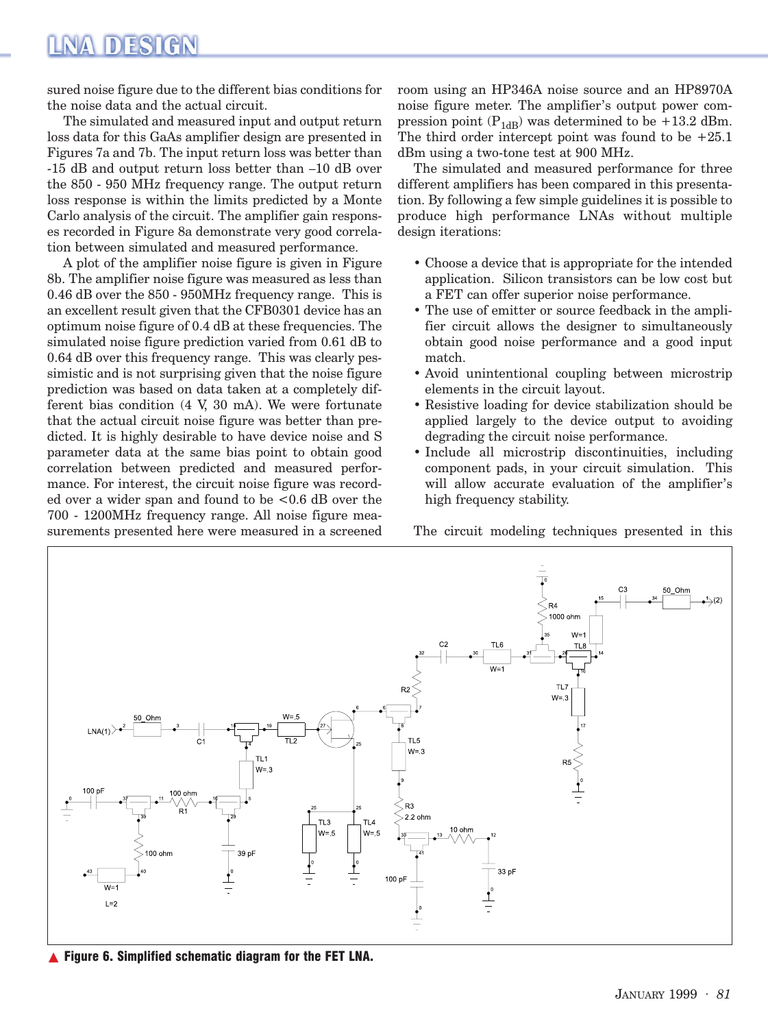sured noise figure due to the different bias conditions for the noise data and the actual circuit.

The simulated and measured input and output return loss data for this GaAs amplifier design are presented in Figures 7a and 7b. The input return loss was better than -15 dB and output return loss better than –10 dB over the 850 - 950 MHz frequency range. The output return loss response is within the limits predicted by a Monte Carlo analysis of the circuit. The amplifier gain responses recorded in Figure 8a demonstrate very good correlation between simulated and measured performance.

A plot of the amplifier noise figure is given in Figure 8b. The amplifier noise figure was measured as less than 0.46 dB over the 850 - 950MHz frequency range. This is an excellent result given that the CFB0301 device has an optimum noise figure of 0.4 dB at these frequencies. The simulated noise figure prediction varied from 0.61 dB to 0.64 dB over this frequency range. This was clearly pessimistic and is not surprising given that the noise figure prediction was based on data taken at a completely different bias condition (4 V, 30 mA). We were fortunate that the actual circuit noise figure was better than predicted. It is highly desirable to have device noise and S parameter data at the same bias point to obtain good correlation between predicted and measured performance. For interest, the circuit noise figure was recorded over a wider span and found to be <0.6 dB over the 700 - 1200MHz frequency range. All noise figure measurements presented here were measured in a screened room using an HP346A noise source and an HP8970A noise figure meter. The amplifier's output power compression point ($P_{1dB}$) was determined to be +13.2 dBm. The third order intercept point was found to be +25.1 dBm using a two-tone test at 900 MHz.

The simulated and measured performance for three different amplifiers has been compared in this presentation. By following a few simple guidelines it is possible to produce high performance LNAs without multiple design iterations:

- Choose a device that is appropriate for the intended application. Silicon transistors can be low cost but a FET can offer superior noise performance.
- The use of emitter or source feedback in the amplifier circuit allows the designer to simultaneously obtain good noise performance and a good input match.
- Avoid unintentional coupling between microstrip elements in the circuit layout.
- Resistive loading for device stabilization should be applied largely to the device output to avoiding degrading the circuit noise performance.
- Include all microstrip discontinuities, including component pads, in your circuit simulation. This will allow accurate evaluation of the amplifier's high frequency stability.

The circuit modeling techniques presented in this

▲ **Figure 6. Simplified schematic diagram for the FET LNA.**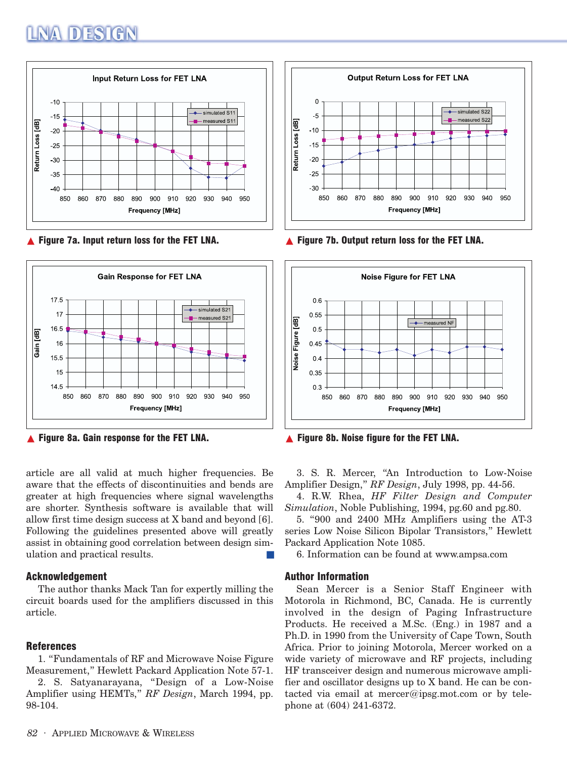Input Return Loss for FET LNA

-10
-15
-20
-25
-30
-35
-40

Return Loss [dB]

850 860 870 880 890 900 910 920 930 940 950

Frequency [MHz]

simulated S11
measured S11

▲ **Figure 7a. Input return loss for the FET LNA.**

Output Return Loss for FET LNA

0
-5
-10
-15
-20
-25
-30

Return Loss [dB]

850 860 870 880 890 900 910 920 930 940 950

Frequency [MHz]

simulated S22
measured S22

▲ **Figure 7b. Output return loss for the FET LNA.**

Gain Response for FET LNA

17.5
17
16.5
16
15.5
15
14.5

Gain [dB]

850 860 870 880 890 900 910 920 930 940 950

Frequency [MHz]

simulated S21
measured S21

▲ **Figure 8a. Gain response for the FET LNA.**

Noise Figure for FET LNA

0.6
0.55
0.5
0.45
0.4
0.35
0.3

Noise Figure [dB]

850 860 870 880 890 900 910 920 930 940 950

Frequency [MHz]

measured NF

▲ **Figure 8b. Noise figure for the FET LNA.**

article are all valid at much higher frequencies. Be aware that the effects of discontinuities and bends are greater at high frequencies where signal wavelengths are shorter. Synthesis software is available that will allow first time design success at X band and beyond [6]. Following the guidelines presented above will greatly assist in obtaining good correlation between design simulation and practical results.

## Acknowledgement

The author thanks Mack Tan for expertly milling the circuit boards used for the amplifiers discussed in this article.

## References

1. "Fundamentals of RF and Microwave Noise Figure Measurement," Hewlett Packard Application Note 57-1.
2. S. Satyanarayana, "Design of a Low-Noise Amplifier using HEMTs," *RF Design*, March 1994, pp. 98-104.
3. S. R. Mercer, "An Introduction to Low-Noise Amplifier Design," *RF Design*, July 1998, pp. 44-56.
4. R.W. Rhea, *HF Filter Design and Computer Simulation*, Noble Publishing, 1994, pg.60 and pg.80.
5. "900 and 2400 MHz Amplifiers using the AT-3 series Low Noise Silicon Bipolar Transistors," Hewlett Packard Application Note 1085.
6. Information can be found at www.ampsa.com

## Author Information

Sean Mercer is a Senior Staff Engineer with Motorola in Richmond, BC, Canada. He is currently involved in the design of Paging Infrastructure Products. He received a M.Sc. (Eng.) in 1987 and a Ph.D. in 1990 from the University of Cape Town, South Africa. Prior to joining Motorola, Mercer worked on a wide variety of microwave and RF projects, including HF transceiver design and numerous microwave amplifier and oscillator designs up to X band. He can be contacted via email at mercer@ipsg.mot.com or by telephone at (604) 241-6372.